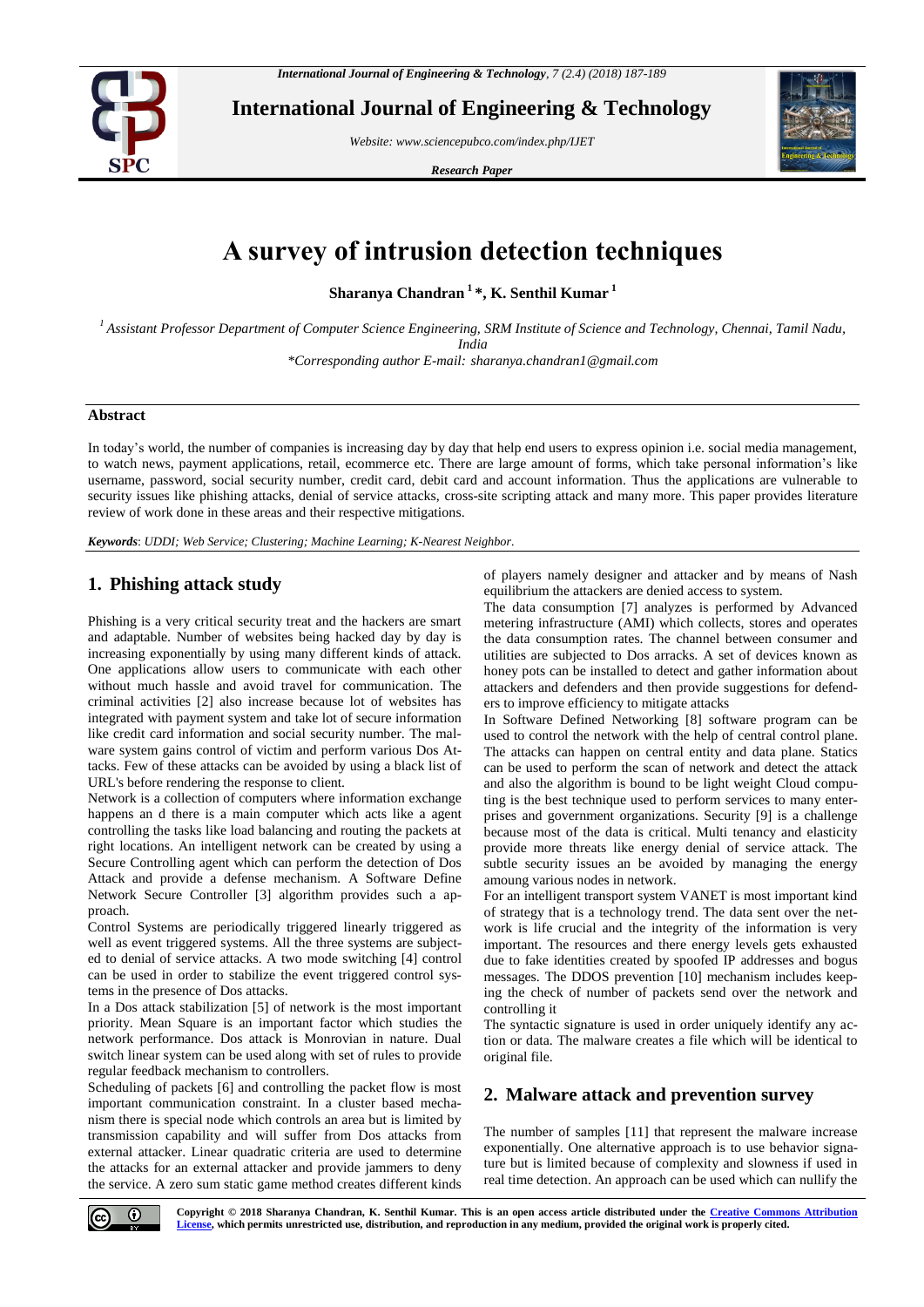# A survey of intrusion detection techniques

**Sharanya Chandran [1] \*, K. Senthil Kumar [1]**

[1] *Assistant Professor Department of Computer Science Engineering, SRM Institute of Science and Technology, Chennai, Tamil Nadu, India*

*\*Corresponding author E-mail: sharanya.chandran1@gmail.com*

## Abstract

In today's world, the number of companies is increasing day by day that help end users to express opinion i.e. social media management, to watch news, payment applications, retail, ecommerce etc. There are large amount of forms, which take personal information's like username, password, social security number, credit card, debit card and account information. Thus the applications are vulnerable to security issues like phishing attacks, denial of service attacks, cross-site scripting attack and many more. This paper provides literature review of work done in these areas and their respective mitigations.

***Keywords***: *UDDI; Web Service; Clustering; Machine Learning; K-Nearest Neighbor.*

## 1. Phishing attack study

Phishing is a very critical security treat and the hackers are smart and adaptable. Number of websites being hacked day by day is increasing exponentially by using many different kinds of attack. One applications allow users to communicate with each other without much hassle and avoid travel for communication. The criminal activities [2] also increase because lot of websites has integrated with payment system and take lot of secure information like credit card information and social security number. The malware system gains control of victim and perform various Dos Attacks. Few of these attacks can be avoided by using a black list of URL's before rendering the response to client.

Network is a collection of computers where information exchange happens an d there is a main computer which acts like a agent controlling the tasks like load balancing and routing the packets at right locations. An intelligent network can be created by using a Secure Controlling agent which can perform the detection of Dos Attack and provide a defense mechanism. A Software Define Network Secure Controller [3] algorithm provides such a approach.

Control Systems are periodically triggered linearly triggered as well as event triggered systems. All the three systems are subjected to denial of service attacks. A two mode switching [4] control can be used in order to stabilize the event triggered control systems in the presence of Dos attacks.

In a Dos attack stabilization [5] of network is the most important priority. Mean Square is an important factor which studies the network performance. Dos attack is Monrovian in nature. Dual switch linear system can be used along with set of rules to provide regular feedback mechanism to controllers.

Scheduling of packets [6] and controlling the packet flow is most important communication constraint. In a cluster based mechanism there is special node which controls an area but is limited by transmission capability and will suffer from Dos attacks from external attacker. Linear quadratic criteria are used to determine the attacks for an external attacker and provide jammers to deny the service. A zero sum static game method creates different kinds of players namely designer and attacker and by means of Nash equilibrium the attackers are denied access to system.

The data consumption [7] analyzes is performed by Advanced metering infrastructure (AMI) which collects, stores and operates the data consumption rates. The channel between consumer and utilities are subjected to Dos arracks. A set of devices known as honey pots can be installed to detect and gather information about attackers and defenders and then provide suggestions for defenders to improve efficiency to mitigate attacks

In Software Defined Networking [8] software program can be used to control the network with the help of central control plane. The attacks can happen on central entity and data plane. Statics can be used to perform the scan of network and detect the attack and also the algorithm is bound to be light weight Cloud computing is the best technique used to perform services to many enterprises and government organizations. Security [9] is a challenge because most of the data is critical. Multi tenancy and elasticity provide more threats like energy denial of service attack. The subtle security issues an be avoided by managing the energy amoung various nodes in network.

For an intelligent transport system VANET is most important kind of strategy that is a technology trend. The data sent over the network is life crucial and the integrity of the information is very important. The resources and there energy levels gets exhausted due to fake identities created by spoofed IP addresses and bogus messages. The DDOS prevention [10] mechanism includes keeping the check of number of packets send over the network and controlling it

The syntactic signature is used in order uniquely identify any action or data. The malware creates a file which will be identical to original file.

## 2. Malware attack and prevention survey

The number of samples [11] that represent the malware increase exponentially. One alternative approach is to use behavior signature but is limited because of complexity and slowness if used in real time detection. An approach can be used which can nullify the

**Copyright © 2018 Sharanya Chandran, K. Senthil Kumar. This is an open access article distributed under the Creative Commons Attribution License, which permits unrestricted use, distribution, and reproduction in any medium, provided the original work is properly cited.**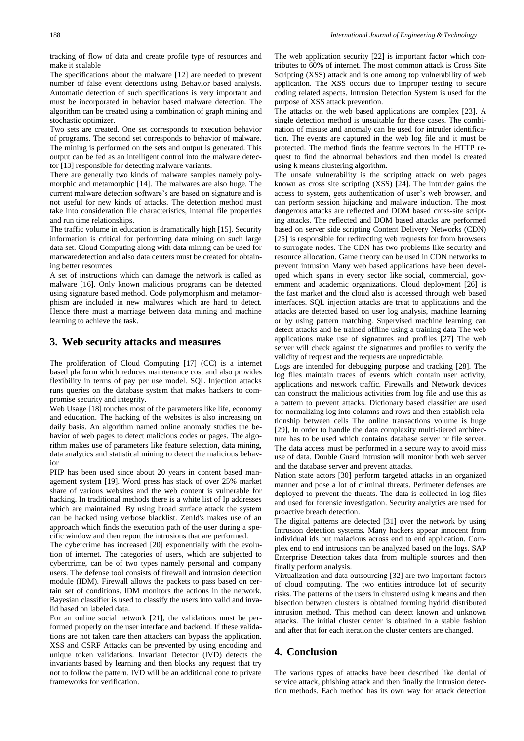tracking of flow of data and create profile type of resources and make it scalable

The specifications about the malware [12] are needed to prevent number of false event detections using Behavior based analysis. Automatic detection of such specifications is very important and must be incorporated in behavior based malware detection. The algorithm can be created using a combination of graph mining and stochastic optimizer.

Two sets are created. One set corresponds to execution behavior of programs. The second set corresponds to behavior of malware. The mining is performed on the sets and output is generated. This output can be fed as an intelligent control into the malware detector [13] responsible for detecting malware variants.

There are generally two kinds of malware samples namely polymorphic and metamorphic [14]. The malwares are also huge. The current malware detection software's are based on signature and is not useful for new kinds of attacks. The detection method must take into consideration file characteristics, internal file properties and run time relationships.

The traffic volume in education is dramatically high [15]. Security information is critical for performing data mining on such large data set. Cloud Computing along with data mining can be used for marwaredetection and also data centers must be created for obtaining better resources

A set of instructions which can damage the network is called as malware [16]. Only known malicious programs can be detected using signature based method. Code polymorphism and metamorphism are included in new malwares which are hard to detect. Hence there must a marriage between data mining and machine learning to achieve the task.

## 3. Web security attacks and measures

The proliferation of Cloud Computing [17] (CC) is a internet based platform which reduces maintenance cost and also provides flexibility in terms of pay per use model. SQL Injection attacks runs queries on the database system that makes hackers to compromise security and integrity.

Web Usage [18] touches most of the parameters like life, economy and education. The hacking of the websites is also increasing on daily basis. An algorithm named online anomaly studies the behavior of web pages to detect malicious codes or pages. The algorithm makes use of parameters like feature selection, data mining, data analytics and statistical mining to detect the malicious behavior

PHP has been used since about 20 years in content based management system [19]. Word press has stack of over 25% market share of various websites and the web content is vulnerable for hacking. In traditional methods there is a white list of Ip addresses which are maintained. By using broad surface attack the system can be hacked using verbose blacklist. ZenId's makes use of an approach which finds the execution path of the user during a specific window and then report the intrusions that are performed.

The cybercrime has increased [20] exponentially with the evolution of internet. The categories of users, which are subjected to cybercrime, can be of two types namely personal and company users. The defense tool consists of firewall and intrusion detection module (IDM). Firewall allows the packets to pass based on certain set of conditions. IDM monitors the actions in the network. Bayesian classifier is used to classify the users into valid and invalid based on labeled data.

For an online social network [21], the validations must be performed properly on the user interface and backend. If these validations are not taken care then attackers can bypass the application. XSS and CSRF Attacks can be prevented by using encoding and unique token validations. Invariant Detector (IVD) detects the invariants based by learning and then blocks any request that try not to follow the pattern. IVD will be an additional cone to private frameworks for verification.

The web application security [22] is important factor which contributes to 60% of internet. The most common attack is Cross Site Scripting (XSS) attack and is one among top vulnerability of web application. The XSS occurs due to improper testing to secure coding related aspects. Intrusion Detection System is used for the purpose of XSS attack prevention.

The attacks on the web based applications are complex [23]. A single detection method is unsuitable for these cases. The combination of misuse and anomaly can be used for intruder identification. The events are captured in the web log file and it must be protected. The method finds the feature vectors in the HTTP request to find the abnormal behaviors and then model is created using k means clustering algorithm.

The unsafe vulnerability is the scripting attack on web pages known as cross site scripting (XSS) [24]. The intruder gains the access to system, gets authentication of user's web browser, and can perform session hijacking and malware induction. The most dangerous attacks are reflected and DOM based cross-site scripting attacks. The reflected and DOM based attacks are performed based on server side scripting Content Delivery Networks (CDN) [25] is responsible for redirecting web requests for from browsers to surrogate nodes. The CDN has two problems like security and resource allocation. Game theory can be used in CDN networks to prevent intrusion Many web based applications have been developed which spans in every sector like social, commercial, government and academic organizations. Cloud deployment [26] is the fast market and the cloud also is accessed through web based interfaces. SQL injection attacks are treat to applications and the attacks are detected based on user log analysis, machine learning or by using pattern matching. Supervised machine learning can detect attacks and be trained offline using a training data The web applications make use of signatures and profiles [27] The web server will check against the signatures and profiles to verify the validity of request and the requests are unpredictable.

Logs are intended for debugging purpose and tracking [28]. The log files maintain traces of events which contain user activity, applications and network traffic. Firewalls and Network devices can construct the malicious activities from log file and use this as a pattern to prevent attacks. Dictionary based classifier are used for normalizing log into columns and rows and then establish relationship between cells The online transactions volume is huge [29], In order to handle the data complexity multi-tiered architecture has to be used which contains database server or file server. The data access must be performed in a secure way to avoid miss use of data. Double Guard Intrusion will monitor both web server and the database server and prevent attacks.

Nation state actors [30] perform targeted attacks in an organized manner and pose a lot of criminal threats. Perimeter defenses are deployed to prevent the threats. The data is collected in log files and used for forensic investigation. Security analytics are used for proactive breach detection.

The digital patterns are detected [31] over the network by using Intrusion detection systems. Many hackers appear innocent from individual ids but malacious across end to end application. Complex end to end intrusions can be analyzed based on the logs. SAP Enterprise Detection takes data from multiple sources and then finally perform analysis.

Virtualization and data outsourcing [32] are two important factors of cloud computing. The two entities introduce lot of security risks. The patterns of the users in clustered using k means and then bisection between clusters is obtained forming hydrid distributed intrusion method. This method can detect known and unknown attacks. The initial cluster center is obtained in a stable fashion and after that for each iteration the cluster centers are changed.

## 4. Conclusion

The various types of attacks have been described like denial of service attack, phishing attack and then finally the intrusion detection methods. Each method has its own way for attack detection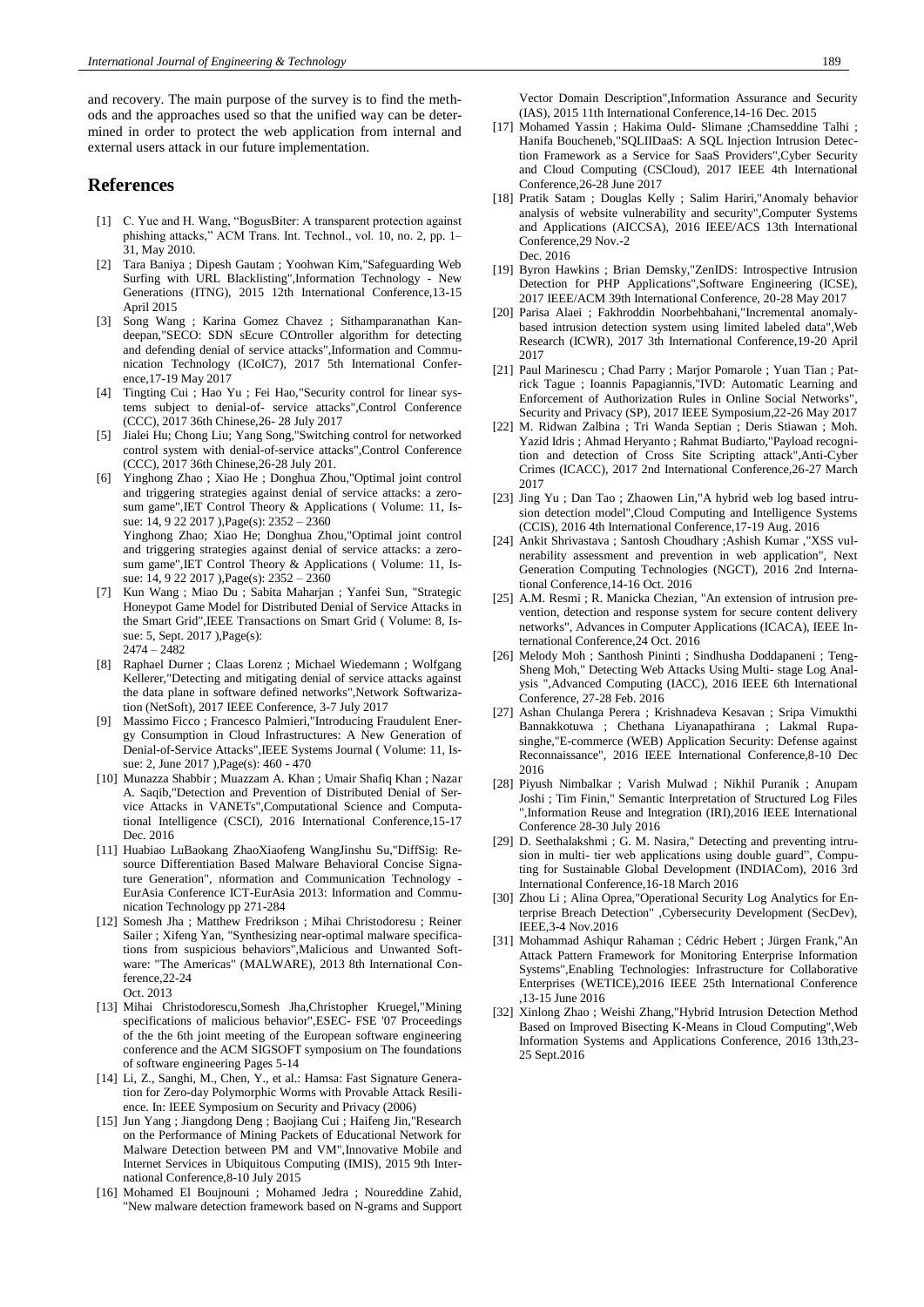and recovery. The main purpose of the survey is to find the methods and the approaches used so that the unified way can be determined in order to protect the web application from internal and external users attack in our future implementation.

## References

[1] C. Yue and H. Wang, "BogusBiter: A transparent protection against phishing attacks," ACM Trans. Int. Technol., vol. 10, no. 2, pp. 1–31, May 2010.

[2] Tara Baniya ; Dipesh Gautam ; Yoohwan Kim,"Safeguarding Web Surfing with URL Blacklisting",Information Technology - New Generations (ITNG), 2015 12th International Conference,13-15 April 2015

[3] Song Wang ; Karina Gomez Chavez ; Sithamparanathan Kandeepan,"SECO: SDN sEcure COntroller algorithm for detecting and defending denial of service attacks",Information and Communication Technology (ICoIC7), 2017 5th International Conference,17-19 May 2017

[4] Tingting Cui ; Hao Yu ; Fei Hao,"Security control for linear systems subject to denial-of- service attacks",Control Conference (CCC), 2017 36th Chinese,26- 28 July 2017

[5] Jialei Hu; Chong Liu; Yang Song,"Switching control for networked control system with denial-of-service attacks",Control Conference (CCC), 2017 36th Chinese,26-28 July 201.

[6] Yinghong Zhao ; Xiao He ; Donghua Zhou,"Optimal joint control and triggering strategies against denial of service attacks: a zero-sum game",IET Control Theory & Applications ( Volume: 11, Issue: 14, 9 22 2017 ),Page(s): 2352 – 2360
Yinghong Zhao; Xiao He; Donghua Zhou,"Optimal joint control and triggering strategies against denial of service attacks: a zero-sum game",IET Control Theory & Applications ( Volume: 11, Issue: 14, 9 22 2017 ),Page(s): 2352 – 2360

[7] Kun Wang ; Miao Du ; Sabita Maharjan ; Yanfei Sun, "Strategic Honeypot Game Model for Distributed Denial of Service Attacks in the Smart Grid",IEEE Transactions on Smart Grid ( Volume: 8, Issue: 5, Sept. 2017 ),Page(s): 2474 – 2482

[8] Raphael Durner ; Claas Lorenz ; Michael Wiedemann ; Wolfgang Kellerer,"Detecting and mitigating denial of service attacks against the data plane in software defined networks",Network Softwarization (NetSoft), 2017 IEEE Conference, 3-7 July 2017

[9] Massimo Ficco ; Francesco Palmieri,"Introducing Fraudulent Energy Consumption in Cloud Infrastructures: A New Generation of Denial-of-Service Attacks",IEEE Systems Journal ( Volume: 11, Issue: 2, June 2017 ),Page(s): 460 - 470

[10] Munazza Shabbir ; Muazzam A. Khan ; Umair Shafiq Khan ; Nazar A. Saqib,"Detection and Prevention of Distributed Denial of Service Attacks in VANETs",Computational Science and Computational Intelligence (CSCI), 2016 International Conference,15-17 Dec. 2016

[11] Huabiao LuBaokang ZhaoXiaofeng WangJinshu Su,"DiffSig: Resource Differentiation Based Malware Behavioral Concise Signature Generation", nformation and Communication Technology - EurAsia Conference ICT-EurAsia 2013: Information and Communication Technology pp 271-284

[12] Somesh Jha ; Matthew Fredrikson ; Mihai Christodoresu ; Reiner Sailer ; Xifeng Yan, "Synthesizing near-optimal malware specifications from suspicious behaviors",Malicious and Unwanted Software: "The Americas" (MALWARE), 2013 8th International Conference,22-24 Oct. 2013

[13] Mihai Christodorescu,Somesh Jha,Christopher Kruegel,"Mining specifications of malicious behavior",ESEC- FSE '07 Proceedings of the the 6th joint meeting of the European software engineering conference and the ACM SIGSOFT symposium on The foundations of software engineering Pages 5-14

[14] Li, Z., Sanghi, M., Chen, Y., et al.: Hamsa: Fast Signature Generation for Zero-day Polymorphic Worms with Provable Attack Resilience. In: IEEE Symposium on Security and Privacy (2006)

[15] Jun Yang ; Jiangdong Deng ; Baojiang Cui ; Haifeng Jin,"Research on the Performance of Mining Packets of Educational Network for Malware Detection between PM and VM",Innovative Mobile and Internet Services in Ubiquitous Computing (IMIS), 2015 9th International Conference,8-10 July 2015

[16] Mohamed El Boujnouni ; Mohamed Jedra ; Noureddine Zahid, "New malware detection framework based on N-grams and Support Vector Domain Description",Information Assurance and Security (IAS), 2015 11th International Conference,14-16 Dec. 2015

[17] Mohamed Yassin ; Hakima Ould- Slimane ;Chamseddine Talhi ; Hanifa Boucheneb,"SQLIIDaaS: A SQL Injection Intrusion Detection Framework as a Service for SaaS Providers",Cyber Security and Cloud Computing (CSCloud), 2017 IEEE 4th International Conference,26-28 June 2017

[18] Pratik Satam ; Douglas Kelly ; Salim Hariri,"Anomaly behavior analysis of website vulnerability and security",Computer Systems and Applications (AICCSA), 2016 IEEE/ACS 13th International Conference,29 Nov.-2 Dec. 2016

[19] Byron Hawkins ; Brian Demsky,"ZenIDS: Introspective Intrusion Detection for PHP Applications",Software Engineering (ICSE), 2017 IEEE/ACM 39th International Conference, 20-28 May 2017

[20] Parisa Alaei ; Fakhroddin Noorbehbahani,"Incremental anomaly-based intrusion detection system using limited labeled data",Web Research (ICWR), 2017 3th International Conference,19-20 April 2017

[21] Paul Marinescu ; Chad Parry ; Marjor Pomarole ; Yuan Tian ; Patrick Tague ; Ioannis Papagiannis,"IVD: Automatic Learning and Enforcement of Authorization Rules in Online Social Networks", Security and Privacy (SP), 2017 IEEE Symposium,22-26 May 2017

[22] M. Ridwan Zalbina ; Tri Wanda Septian ; Deris Stiawan ; Moh. Yazid Idris ; Ahmad Heryanto ; Rahmat Budiarto,"Payload recognition and detection of Cross Site Scripting attack",Anti-Cyber Crimes (ICACC), 2017 2nd International Conference,26-27 March 2017

[23] Jing Yu ; Dan Tao ; Zhaowen Lin,"A hybrid web log based intrusion detection model",Cloud Computing and Intelligence Systems (CCIS), 2016 4th International Conference,17-19 Aug. 2016

[24] Ankit Shrivastava ; Santosh Choudhary ;Ashish Kumar ,"XSS vulnerability assessment and prevention in web application", Next Generation Computing Technologies (NGCT), 2016 2nd International Conference,14-16 Oct. 2016

[25] A.M. Resmi ; R. Manicka Chezian, "An extension of intrusion prevention, detection and response system for secure content delivery networks", Advances in Computer Applications (ICACA), IEEE International Conference,24 Oct. 2016

[26] Melody Moh ; Santhosh Pininti ; Sindhusha Doddapaneni ; Teng-Sheng Moh," Detecting Web Attacks Using Multi- stage Log Analysis ",Advanced Computing (IACC), 2016 IEEE 6th International Conference, 27-28 Feb. 2016

[27] Ashan Chulanga Perera ; Krishnadeva Kesavan ; Sripa Vimukthi Bannakkotuwa ; Chethana Liyanapathirana ; Lakmal Rupasinghe,"E-commerce (WEB) Application Security: Defense against Reconnaissance", 2016 IEEE International Conference,8-10 Dec 2016

[28] Piyush Nimbalkar ; Varish Mulwad ; Nikhil Puranik ; Anupam Joshi ; Tim Finin," Semantic Interpretation of Structured Log Files ",Information Reuse and Integration (IRI),2016 IEEE International Conference 28-30 July 2016

[29] D. Seethalakshmi ; G. M. Nasira," Detecting and preventing intrusion in multi- tier web applications using double guard", Computing for Sustainable Global Development (INDIACom), 2016 3rd International Conference,16-18 March 2016

[30] Zhou Li ; Alina Oprea,"Operational Security Log Analytics for Enterprise Breach Detection" ,Cybersecurity Development (SecDev), IEEE,3-4 Nov.2016

[31] Mohammad Ashiqur Rahaman ; Cédric Hebert ; Jürgen Frank,"An Attack Pattern Framework for Monitoring Enterprise Information Systems",Enabling Technologies: Infrastructure for Collaborative Enterprises (WETICE),2016 IEEE 25th International Conference ,13-15 June 2016

[32] Xinlong Zhao ; Weishi Zhang,"Hybrid Intrusion Detection Method Based on Improved Bisecting K-Means in Cloud Computing",Web Information Systems and Applications Conference, 2016 13th,23-25 Sept.2016